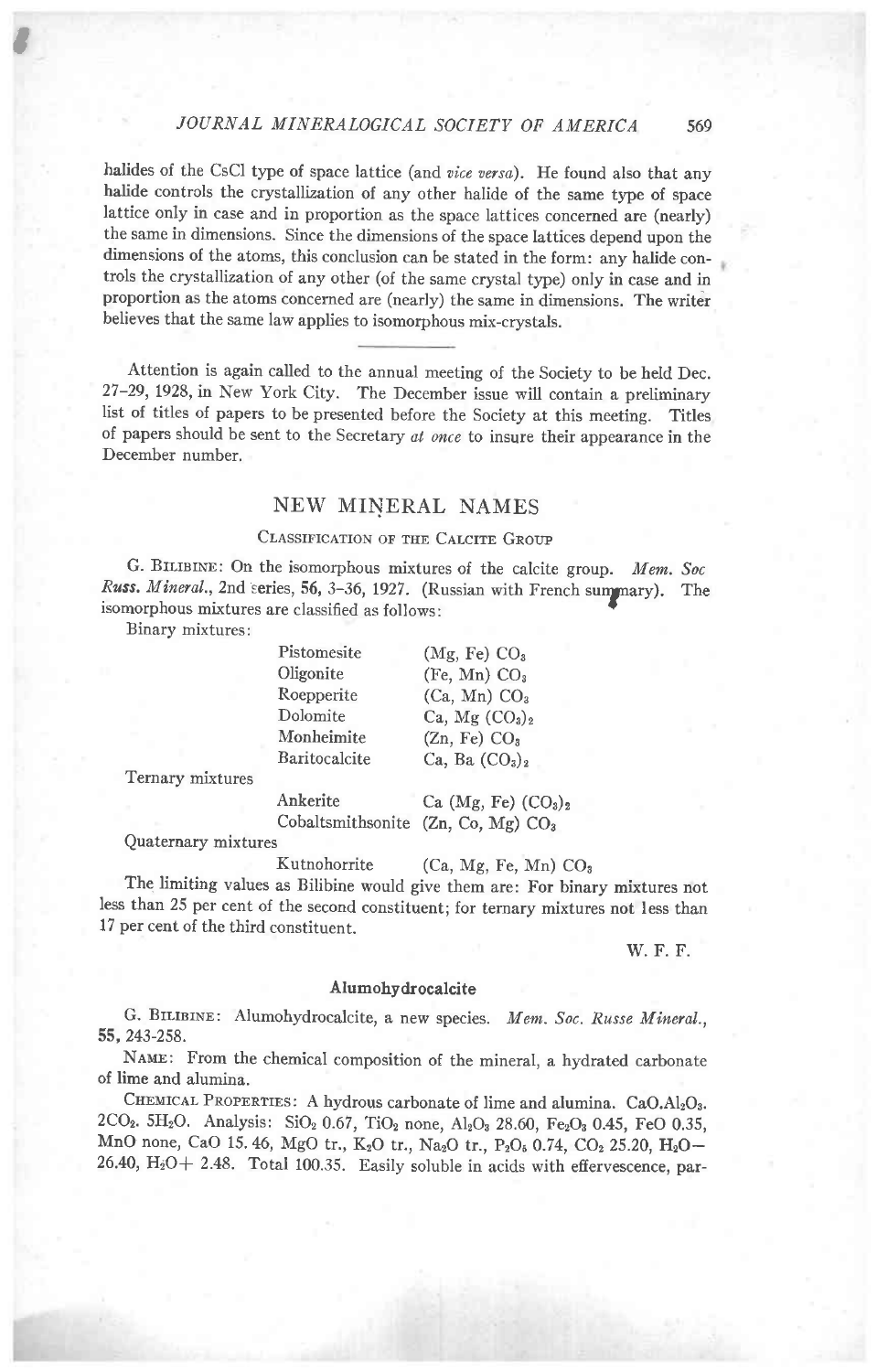halides of the CsCl type of space lattice (and *vice versa*). He found also that any halide controls the crystallization of any other halide of the same type of space lattice only in case and in proportion as the space lattices concerned are (nearly) the same in dimensions. Since the dimensions of the space lattices depend upon the dimensions of the atoms, this conclusion can be stated in the form: any halide controls the crystallization of any other (of the same crystal type) only in case and in proportion as the atoms concerned are (nearly) the same in dimensions. The writer believes that the same law applies to isomorphous mix-crystals.

---

Attention is again called to the annual meeting of the Society to be held Dec. 27–29, 1928, in New York City. The December issue will contain a preliminary list of titles of papers to be presented before the Society at this meeting. Titles of papers should be sent to the Secretary *at once* to insure their appearance in the December number.

## NEW MINERAL NAMES

### Classification of the Calcite Group

G. Bilibine: On the isomorphous mixtures of the calcite group. *Mem. Soc Russ. Mineral.*, 2nd series, **56**, 3–36, 1927. (Russian with French summary). The isomorphous mixtures are classified as follows:

Binary mixtures:

| | |
|---|---|
| Pistomesite | $(Mg, Fe) CO_3$ |
| Oligonite | $(Fe, Mn) CO_3$ |
| Roepperite | $(Ca, Mn) CO_3$ |
| Dolomite | $Ca, Mg (CO_3)_2$ |
| Monheimite | $(Zn, Fe) CO_3$ |
| Baritocalcite | $Ca, Ba (CO_3)_2$ |

Ternary mixtures

| | |
|---|---|
| Ankerite | $Ca (Mg, Fe) (CO_3)_2$ |
| Cobaltsmithsonite | $(Zn, Co, Mg) CO_3$ |

Quaternary mixtures

| | |
|---|---|
| Kutnohorrite | $(Ca, Mg, Fe, Mn) CO_3$ |

The limiting values as Bilibine would give them are: For binary mixtures not less than 25 per cent of the second constituent; for ternary mixtures not less than 17 per cent of the third constituent.

W. F. F.

### Alumohydrocalcite

G. Bilibine: Alumohydrocalcite, a new species. *Mem. Soc. Russe Mineral.*, **55**, 243–258.

Name: From the chemical composition of the mineral, a hydrated carbonate of lime and alumina.

Chemical Properties: A hydrous carbonate of lime and alumina. $CaO.Al_2O_3.2CO_2.5H_2O$. Analysis: $SiO_2$ 0.67, $TiO_2$ none, $Al_2O_3$ 28.60, $Fe_2O_3$ 0.45, FeO 0.35, MnO none, CaO 15.46, MgO tr., $K_2O$ tr., $Na_2O$ tr., $P_2O_5$ 0.74, $CO_2$ 25.20, $H_2O-$ 26.40, $H_2O+$ 2.48. Total 100.35. Easily soluble in acids with effervescence, par-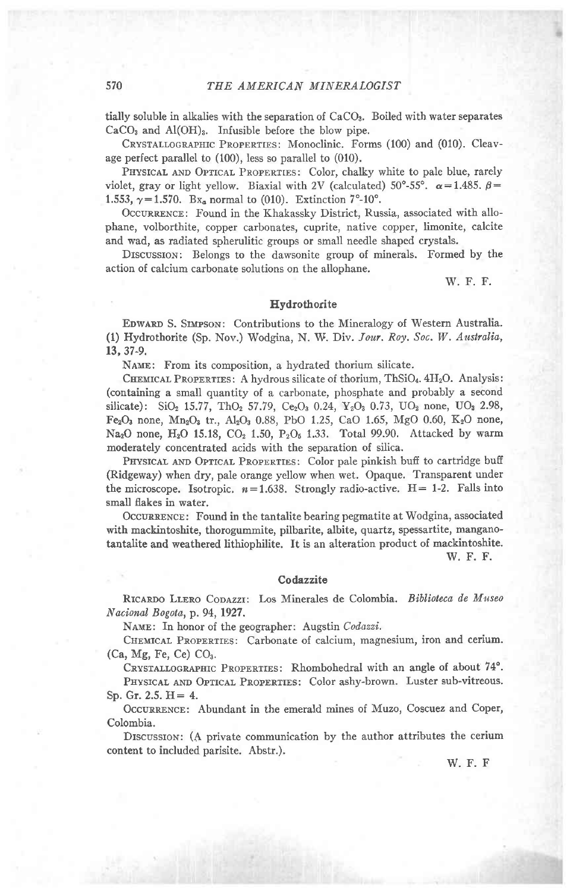tially soluble in alkalies with the separation of $CaCO_3$. Boiled with water separates $CaCO_3$ and $Al(OH)_3$. Infusible before the blow pipe.

Crystallographic Properties: Monoclinic. Forms (100) and (010). Cleavage perfect parallel to (100), less so parallel to (010).

Physical and Optical Properties: Color, chalky white to pale blue, rarely violet, gray or light yellow. Biaxial with 2V (calculated) 50°-55°. $\alpha = 1.485$. $\beta = 1.553$, $\gamma = 1.570$. $Bx_a$ normal to (010). Extinction 7°-10°.

Occurrence: Found in the Khakassky District, Russia, associated with allophane, volborthite, copper carbonates, cuprite, native copper, limonite, calcite and wad, as radiated spherulitic groups or small needle shaped crystals.

Discussion: Belongs to the dawsonite group of minerals. Formed by the action of calcium carbonate solutions on the allophane.

W. F. F.

## Hydrothorite

Edward S. Simpson: Contributions to the Mineralogy of Western Australia. (1) Hydrothorite (Sp. Nov.) Wodgina, N. W. Div. *Jour. Roy. Soc. W. Australia*, **13**, 37-9.

Name: From its composition, a hydrated thorium silicate.

Chemical Properties: A hydrous silicate of thorium, $ThSiO_4 \cdot 4H_2O$. Analysis: (containing a small quantity of a carbonate, phosphate and probably a second silicate): $SiO_2$ 15.77, $ThO_2$ 57.79, $Ce_2O_3$ 0.24, $Y_2O_3$ 0.73, $UO_2$ none, $UO_3$ 2.98, $Fe_2O_3$ none, $Mn_2O_3$ tr., $Al_2O_3$ 0.88, PbO 1.25, CaO 1.65, MgO 0.60, $K_2O$ none, $Na_2O$ none, $H_2O$ 15.18, $CO_2$ 1.50, $P_2O_5$ 1.33. Total 99.90. Attacked by warm moderately concentrated acids with the separation of silica.

Physical and Optical Properties: Color pale pinkish buff to cartridge buff (Ridgeway) when dry, pale orange yellow when wet. Opaque. Transparent under the microscope. Isotropic. $n = 1.638$. Strongly radio-active. H = 1-2. Falls into small flakes in water.

Occurrence: Found in the tantalite bearing pegmatite at Wodgina, associated with mackintoshite, thorogummite, pilbarite, albite, quartz, spessartite, manganotantalite and weathered lithiophilite. It is an alteration product of mackintoshite.

W. F. F.

## Codazzite

Ricardo Llero Codazzi: Los Minerales de Colombia. *Biblioteca de Museo Nacional Bogota*, p. 94, 1927.

Name: In honor of the geographer: Augstin *Codazzi*.

Chemical Properties: Carbonate of calcium, magnesium, iron and cerium. (Ca, Mg, Fe, Ce) $CO_3$.

Crystallographic Properties: Rhombohedral with an angle of about 74°.

Physical and Optical Properties: Color ashy-brown. Luster sub-vitreous. Sp. Gr. 2.5. H = 4.

Occurrence: Abundant in the emerald mines of Muzo, Coscuez and Coper, Colombia.

Discussion: (A private communication by the author attributes the cerium content to included parisite. Abstr.).

W. F. F